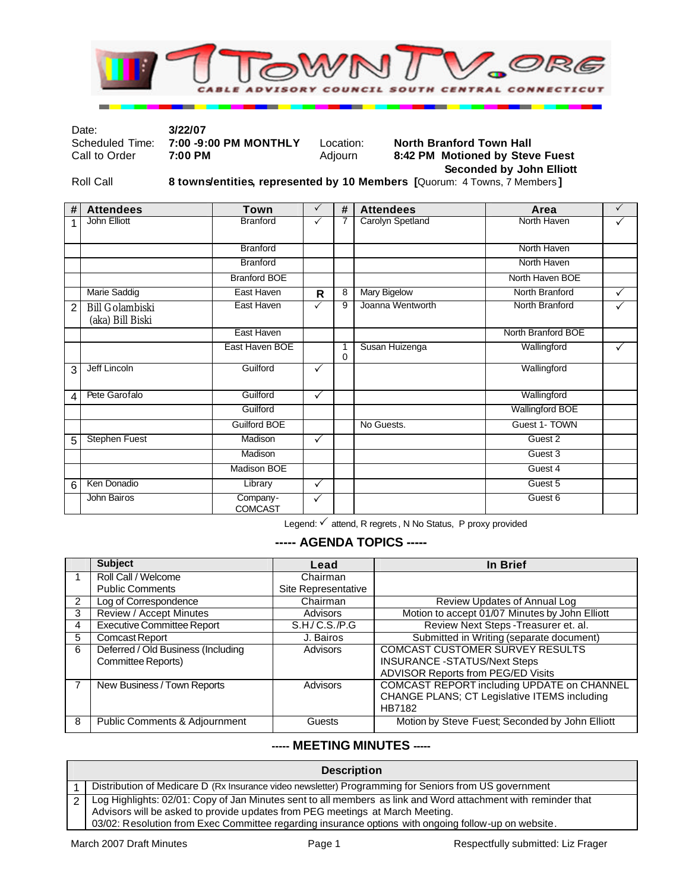# 7TOWNTV.ORG

CABLE ADVISORY COUNCIL SOUTH CENTRAL CONNECTICUT

| | | | |
|---|---|---|---|
| Date: | **3/22/07** | | |
| Scheduled Time: | **7:00 -9:00 PM MONTHLY** | Location: | **North Branford Town Hall** |
| Call to Order | **7:00 PM** | Adjourn | **8:42 PM Motioned by Steve Fuest Seconded by John Elliott** |
| Roll Call | **8 towns/entities, represented by 10 Members [**Quorum: 4 Towns, 7 Members**]** | | |

| # | Attendees | Town | ✓ | # | Attendees | Area | ✓ |
|---|---|---|---|---|---|---|---|
| 1 | John Elliott | Branford | ✓ | 7 | Carolyn Spetland | North Haven | ✓ |
| | | Branford | | | | North Haven | |
| | | Branford | | | | North Haven | |
| | | Branford BOE | | | | North Haven BOE | |
| | Marie Saddig | East Haven | R | 8 | Mary Bigelow | North Branford | ✓ |
| 2 | Bill Golambiski (aka) Bill Biski | East Haven | ✓ | 9 | Joanna Wentworth | North Branford | ✓ |
| | | East Haven | | | | North Branford BOE | |
| | | East Haven BOE | | 10 | Susan Huizenga | Wallingford | ✓ |
| 3 | Jeff Lincoln | Guilford | ✓ | | | Wallingford | |
| 4 | Pete Garofalo | Guilford | ✓ | | | Wallingford | |
| | | Guilford | | | | Wallingford BOE | |
| | | Guilford BOE | | | No Guests. | Guest 1- TOWN | |
| 5 | Stephen Fuest | Madison | ✓ | | | Guest 2 | |
| | | Madison | | | | Guest 3 | |
| | | Madison BOE | | | | Guest 4 | |
| 6 | Ken Donadio | Library | ✓ | | | Guest 5 | |
| | John Bairos | Company-COMCAST | ✓ | | | Guest 6 | |

Legend: ✓ attend, R regrets, N No Status, P proxy provided

## ----- AGENDA TOPICS -----

| | Subject | Lead | In Brief |
|---|---|---|---|
| 1 | Roll Call / Welcome<br>Public Comments | Chairman<br>Site Representative | |
| 2 | Log of Correspondence | Chairman | Review Updates of Annual Log |
| 3 | Review / Accept Minutes | Advisors | Motion to accept 01/07 Minutes by John Elliott |
| 4 | Executive Committee Report | S.H./ C.S./P.G | Review Next Steps -Treasurer et. al. |
| 5 | Comcast Report | J. Bairos | Submitted in Writing (separate document) |
| 6 | Deferred / Old Business (Including Committee Reports) | Advisors | COMCAST CUSTOMER SURVEY RESULTS<br>INSURANCE -STATUS/Next Steps<br>ADVISOR Reports from PEG/ED Visits |
| 7 | New Business / Town Reports | Advisors | COMCAST REPORT including UPDATE on CHANNEL CHANGE PLANS; CT Legislative ITEMS including HB7182 |
| 8 | Public Comments & Adjournment | Guests | Motion by Steve Fuest; Seconded by John Elliott |

## ----- MEETING MINUTES -----

| | Description |
|---|---|
| 1 | Distribution of Medicare D (Rx Insurance video newsletter) Programming for Seniors from US government |
| 2 | Log Highlights: 02/01: Copy of Jan Minutes sent to all members as link and Word attachment with reminder that Advisors will be asked to provide updates from PEG meetings at March Meeting.<br>03/02: Resolution from Exec Committee regarding insurance options with ongoing follow-up on website. |

March 2007 Draft Minutes — Respectfully submitted: Liz Frager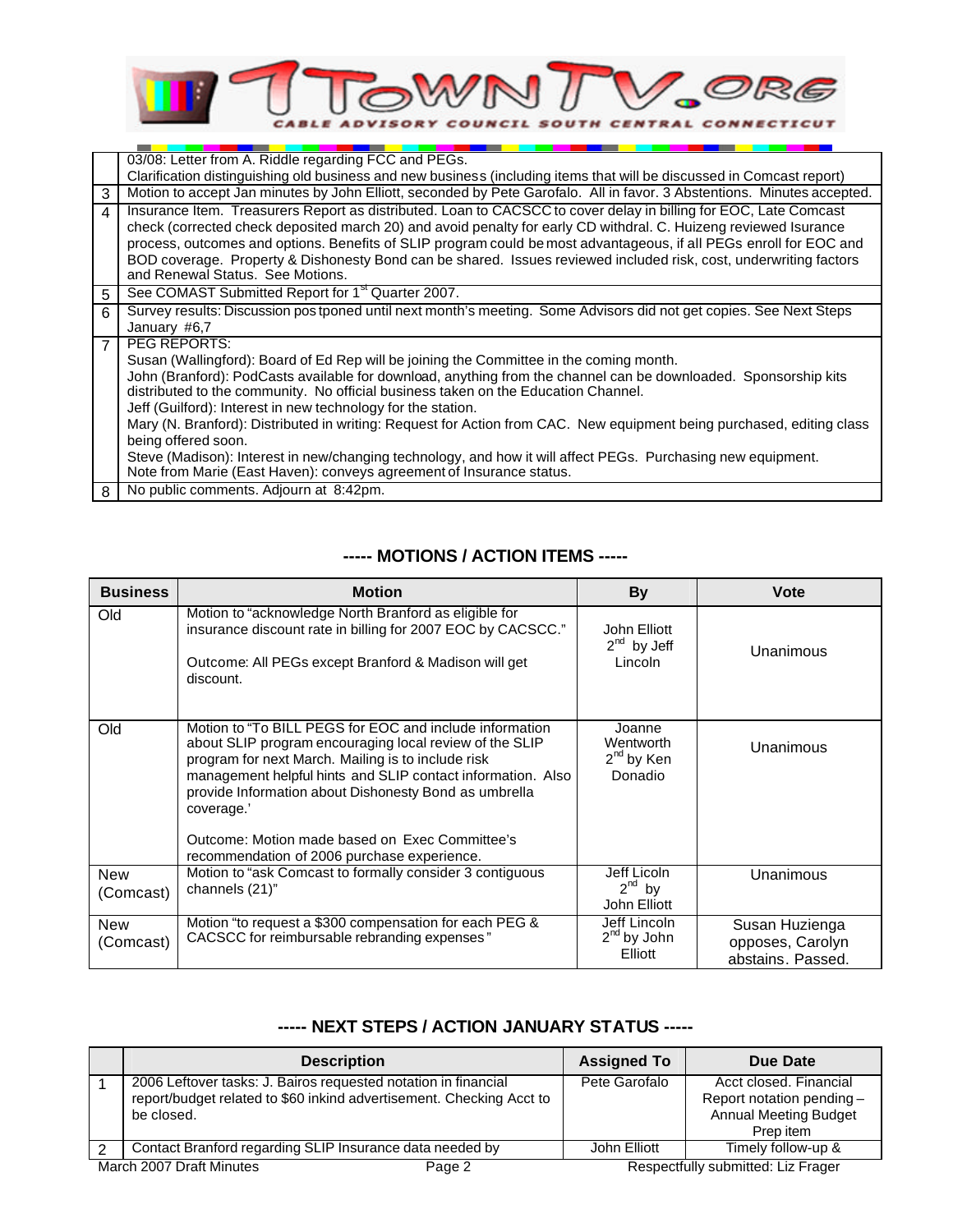| | |
|---|---|
| | 03/08: Letter from A. Riddle regarding FCC and PEGs.<br>Clarification distinguishing old business and new business (including items that will be discussed in Comcast report) |
| 3 | Motion to accept Jan minutes by John Elliott, seconded by Pete Garofalo. All in favor. 3 Abstentions. Minutes accepted. |
| 4 | Insurance Item. Treasurers Report as distributed. Loan to CACSCC to cover delay in billing for EOC, Late Comcast check (corrected check deposited march 20) and avoid penalty for early CD withdral. C. Huizeng reviewed Isurance process, outcomes and options. Benefits of SLIP program could be most advantageous, if all PEGs enroll for EOC and BOD coverage. Property & Dishonesty Bond can be shared. Issues reviewed included risk, cost, underwriting factors and Renewal Status. See Motions. |
| 5 | See COMAST Submitted Report for 1st Quarter 2007. |
| 6 | Survey results: Discussion postponed until next month's meeting. Some Advisors did not get copies. See Next Steps January #6,7 |
| 7 | PEG REPORTS:<br>Susan (Wallingford): Board of Ed Rep will be joining the Committee in the coming month.<br>John (Branford): PodCasts available for download, anything from the channel can be downloaded. Sponsorship kits distributed to the community. No official business taken on the Education Channel.<br>Jeff (Guilford): Interest in new technology for the station.<br>Mary (N. Branford): Distributed in writing: Request for Action from CAC. New equipment being purchased, editing class being offered soon.<br>Steve (Madison): Interest in new/changing technology, and how it will affect PEGs. Purchasing new equipment.<br>Note from Marie (East Haven): conveys agreement of Insurance status. |
| 8 | No public comments. Adjourn at 8:42pm. |

## ----- MOTIONS / ACTION ITEMS -----

| Business | Motion | By | Vote |
|---|---|---|---|
| Old | Motion to "acknowledge North Branford as eligible for insurance discount rate in billing for 2007 EOC by CACSCC."<br><br>Outcome: All PEGs except Branford & Madison will get discount. | John Elliott 2nd by Jeff Lincoln | Unanimous |
| Old | Motion to "To BILL PEGS for EOC and include information about SLIP program encouraging local review of the SLIP program for next March. Mailing is to include risk management helpful hints and SLIP contact information. Also provide Information about Dishonesty Bond as umbrella coverage.'<br><br>Outcome: Motion made based on Exec Committee's recommendation of 2006 purchase experience. | Joanne Wentworth 2nd by Ken Donadio | Unanimous |
| New (Comcast) | Motion to "ask Comcast to formally consider 3 contiguous channels (21)" | Jeff Licoln 2nd by John Elliott | Unanimous |
| New (Comcast) | Motion "to request a $300 compensation for each PEG & CACSCC for reimbursable rebranding expenses" | Jeff Lincoln 2nd by John Elliott | Susan Huzienga opposes, Carolyn abstains. Passed. |

## ----- NEXT STEPS / ACTION JANUARY STATUS -----

| | Description | Assigned To | Due Date |
|---|---|---|---|
| 1 | 2006 Leftover tasks: J. Bairos requested notation in financial report/budget related to $60 inkind advertisement. Checking Acct to be closed. | Pete Garofalo | Acct closed. Financial Report notation pending – Annual Meeting Budget Prep item |
| 2 | Contact Branford regarding SLIP Insurance data needed by | John Elliott | Timely follow-up & |

March 2007 Draft Minutes — Respectfully submitted: Liz Frager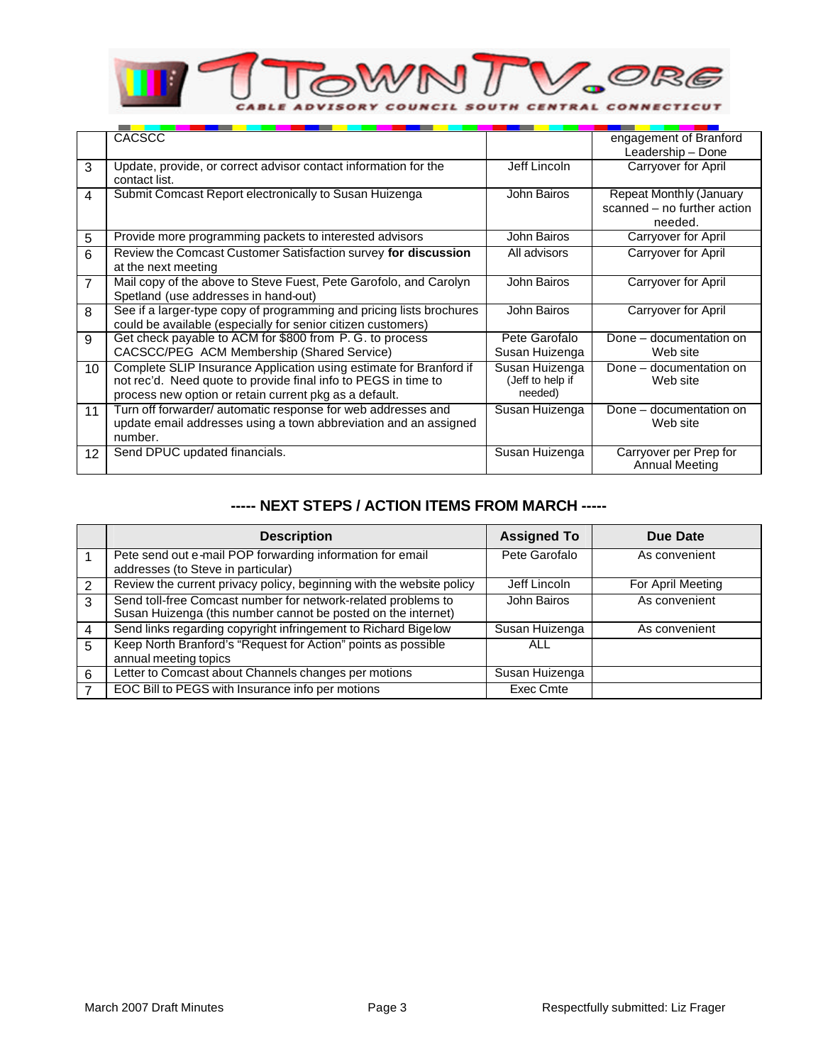| | | | |
|---|---|---|---|
| | CACSCC | | engagement of Branford Leadership – Done |
| 3 | Update, provide, or correct advisor contact information for the contact list. | Jeff Lincoln | Carryover for April |
| 4 | Submit Comcast Report electronically to Susan Huizenga | John Bairos | Repeat Monthly (January scanned – no further action needed. |
| 5 | Provide more programming packets to interested advisors | John Bairos | Carryover for April |
| 6 | Review the Comcast Customer Satisfaction survey **for discussion** at the next meeting | All advisors | Carryover for April |
| 7 | Mail copy of the above to Steve Fuest, Pete Garofolo, and Carolyn Spetland (use addresses in hand-out) | John Bairos | Carryover for April |
| 8 | See if a larger-type copy of programming and pricing lists brochures could be available (especially for senior citizen customers) | John Bairos | Carryover for April |
| 9 | Get check payable to ACM for $800 from P. G. to process CACSCC/PEG ACM Membership (Shared Service) | Pete Garofalo Susan Huizenga | Done – documentation on Web site |
| 10 | Complete SLIP Insurance Application using estimate for Branford if not rec'd. Need quote to provide final info to PEGS in time to process new option or retain current pkg as a default. | Susan Huizenga (Jeff to help if needed) | Done – documentation on Web site |
| 11 | Turn off forwarder/ automatic response for web addresses and update email addresses using a town abbreviation and an assigned number. | Susan Huizenga | Done – documentation on Web site |
| 12 | Send DPUC updated financials. | Susan Huizenga | Carryover per Prep for Annual Meeting |

## ----- NEXT STEPS / ACTION ITEMS FROM MARCH -----

| | Description | Assigned To | Due Date |
|---|---|---|---|
| 1 | Pete send out e-mail POP forwarding information for email addresses (to Steve in particular) | Pete Garofalo | As convenient |
| 2 | Review the current privacy policy, beginning with the website policy | Jeff Lincoln | For April Meeting |
| 3 | Send toll-free Comcast number for network-related problems to Susan Huizenga (this number cannot be posted on the internet) | John Bairos | As convenient |
| 4 | Send links regarding copyright infringement to Richard Bigelow | Susan Huizenga | As convenient |
| 5 | Keep North Branford's "Request for Action" points as possible annual meeting topics | ALL | |
| 6 | Letter to Comcast about Channels changes per motions | Susan Huizenga | |
| 7 | EOC Bill to PEGS with Insurance info per motions | Exec Cmte | |

March 2007 Draft Minutes Respectfully submitted: Liz Frager